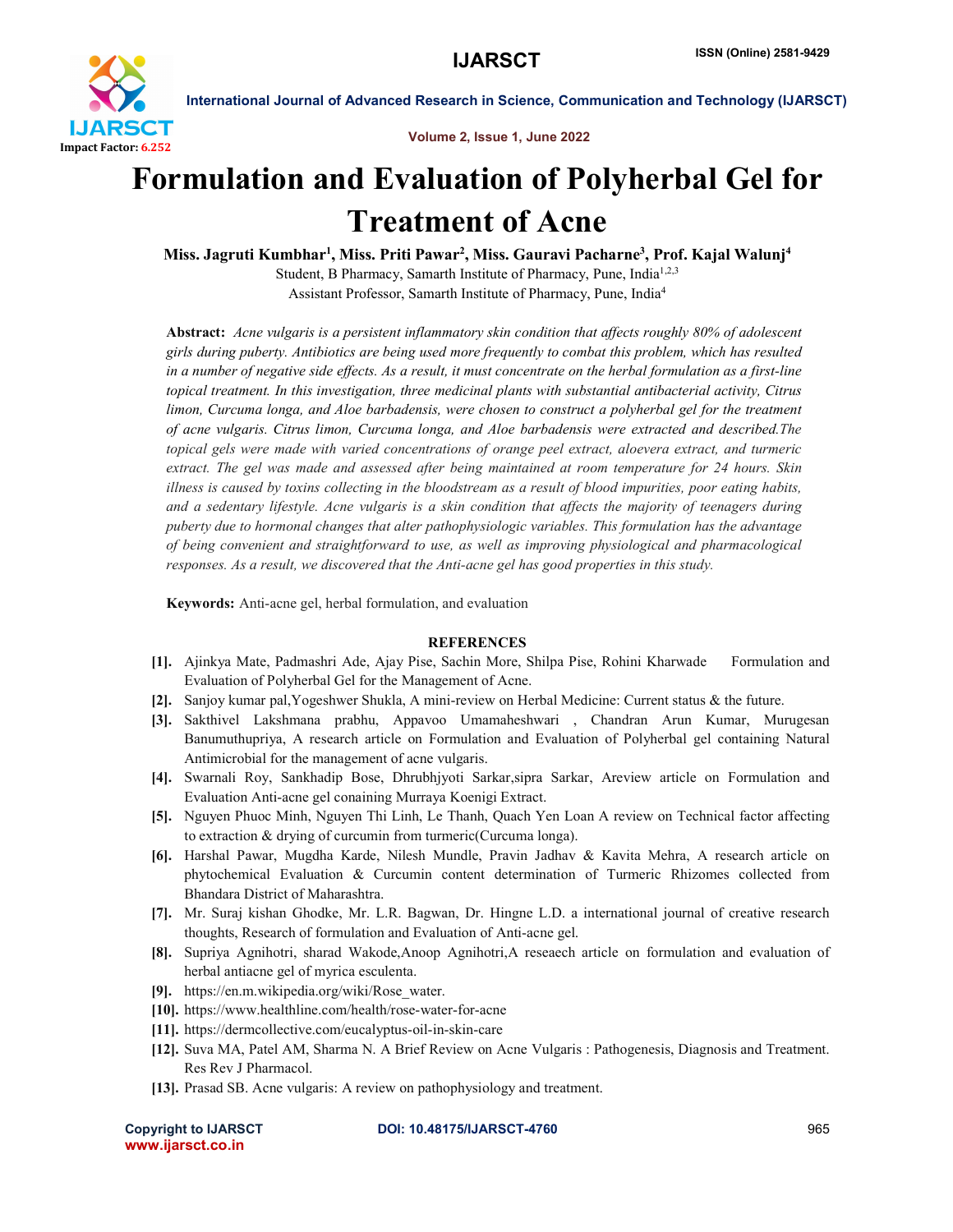# Formulation and Evaluation of Polyherbal Gel for Treatment of Acne

**Miss. Jagruti Kumbhar[1], Miss. Priti Pawar[2], Miss. Gauravi Pacharne[3], Prof. Kajal Walunj[4]**

Student, B Pharmacy, Samarth Institute of Pharmacy, Pune, India[1,2,3]

Assistant Professor, Samarth Institute of Pharmacy, Pune, India[4]

**Abstract:** *Acne vulgaris is a persistent inflammatory skin condition that affects roughly 80% of adolescent girls during puberty. Antibiotics are being used more frequently to combat this problem, which has resulted in a number of negative side effects. As a result, it must concentrate on the herbal formulation as a first-line topical treatment. In this investigation, three medicinal plants with substantial antibacterial activity, Citrus limon, Curcuma longa, and Aloe barbadensis, were chosen to construct a polyherbal gel for the treatment of acne vulgaris. Citrus limon, Curcuma longa, and Aloe barbadensis were extracted and described.The topical gels were made with varied concentrations of orange peel extract, aloevera extract, and turmeric extract. The gel was made and assessed after being maintained at room temperature for 24 hours. Skin illness is caused by toxins collecting in the bloodstream as a result of blood impurities, poor eating habits, and a sedentary lifestyle. Acne vulgaris is a skin condition that affects the majority of teenagers during puberty due to hormonal changes that alter pathophysiologic variables. This formulation has the advantage of being convenient and straightforward to use, as well as improving physiological and pharmacological responses. As a result, we discovered that the Anti-acne gel has good properties in this study.*

**Keywords:** Anti-acne gel, herbal formulation, and evaluation

## REFERENCES

[1]. Ajinkya Mate, Padmashri Ade, Ajay Pise, Sachin More, Shilpa Pise, Rohini Kharwade Formulation and Evaluation of Polyherbal Gel for the Management of Acne.

[2]. Sanjoy kumar pal,Yogeshwer Shukla, A mini-review on Herbal Medicine: Current status & the future.

[3]. Sakthivel Lakshmana prabhu, Appavoo Umamaheshwari , Chandran Arun Kumar, Murugesan Banumuthupriya, A research article on Formulation and Evaluation of Polyherbal gel containing Natural Antimicrobial for the management of acne vulgaris.

[4]. Swarnali Roy, Sankhadip Bose, Dhrubhjyoti Sarkar,sipra Sarkar, Areview article on Formulation and Evaluation Anti-acne gel conaining Murraya Koenigi Extract.

[5]. Nguyen Phuoc Minh, Nguyen Thi Linh, Le Thanh, Quach Yen Loan A review on Technical factor affecting to extraction & drying of curcumin from turmeric(Curcuma longa).

[6]. Harshal Pawar, Mugdha Karde, Nilesh Mundle, Pravin Jadhav & Kavita Mehra, A research article on phytochemical Evaluation & Curcumin content determination of Turmeric Rhizomes collected from Bhandara District of Maharashtra.

[7]. Mr. Suraj kishan Ghodke, Mr. L.R. Bagwan, Dr. Hingne L.D. a international journal of creative research thoughts, Research of formulation and Evaluation of Anti-acne gel.

[8]. Supriya Agnihotri, sharad Wakode,Anoop Agnihotri,A reseaech article on formulation and evaluation of herbal antiacne gel of myrica esculenta.

[9]. https://en.m.wikipedia.org/wiki/Rose_water.

[10]. https://www.healthline.com/health/rose-water-for-acne

[11]. https://dermcollective.com/eucalyptus-oil-in-skin-care

[12]. Suva MA, Patel AM, Sharma N. A Brief Review on Acne Vulgaris : Pathogenesis, Diagnosis and Treatment. Res Rev J Pharmacol.

[13]. Prasad SB. Acne vulgaris: A review on pathophysiology and treatment.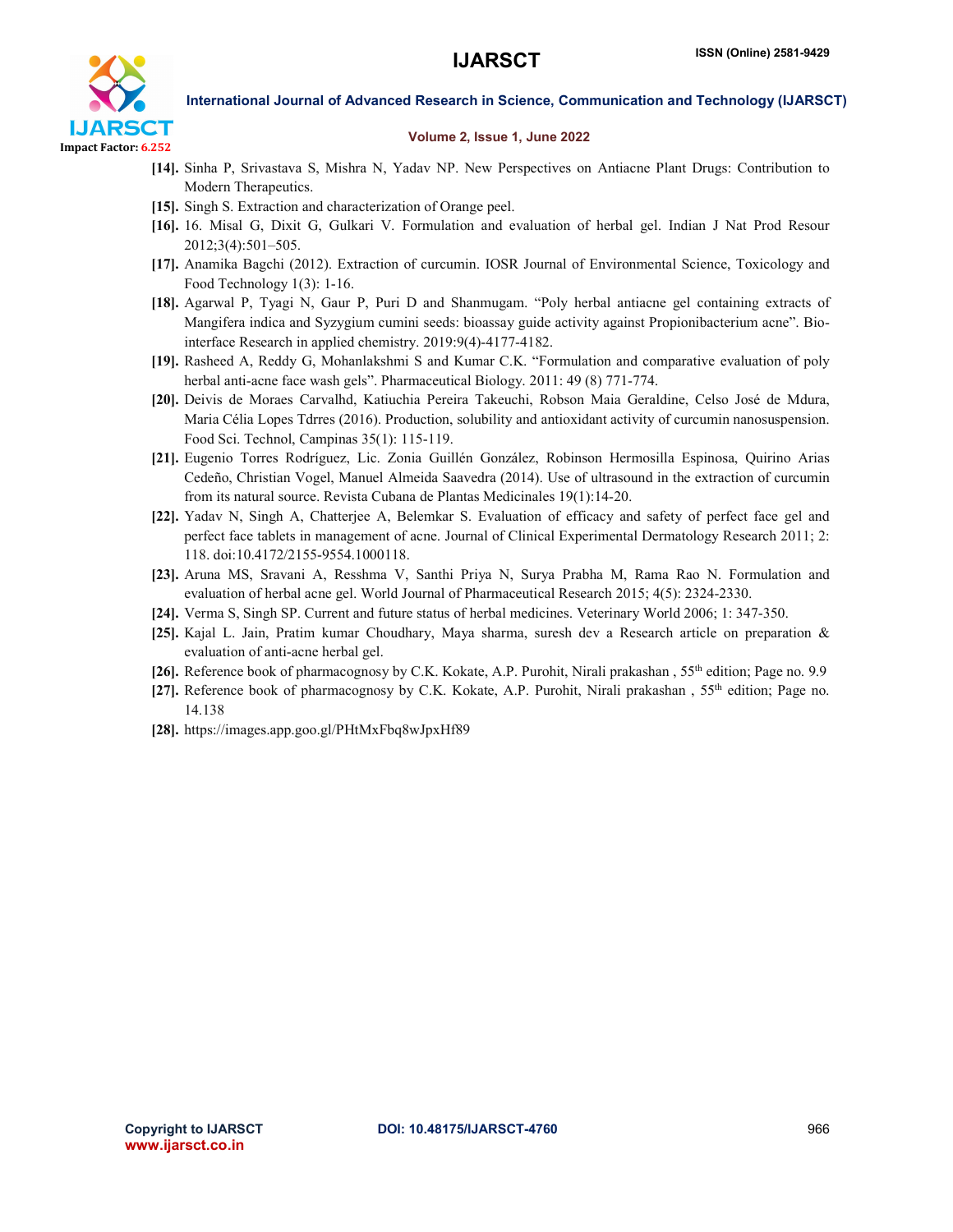[14]. Sinha P, Srivastava S, Mishra N, Yadav NP. New Perspectives on Antiacne Plant Drugs: Contribution to Modern Therapeutics.

[15]. Singh S. Extraction and characterization of Orange peel.

[16]. 16. Misal G, Dixit G, Gulkari V. Formulation and evaluation of herbal gel. Indian J Nat Prod Resour 2012;3(4):501–505.

[17]. Anamika Bagchi (2012). Extraction of curcumin. IOSR Journal of Environmental Science, Toxicology and Food Technology 1(3): 1-16.

[18]. Agarwal P, Tyagi N, Gaur P, Puri D and Shanmugam. "Poly herbal antiacne gel containing extracts of Mangifera indica and Syzygium cumini seeds: bioassay guide activity against Propionibacterium acne". Bio-interface Research in applied chemistry. 2019:9(4)-4177-4182.

[19]. Rasheed A, Reddy G, Mohanlakshmi S and Kumar C.K. "Formulation and comparative evaluation of poly herbal anti-acne face wash gels". Pharmaceutical Biology. 2011: 49 (8) 771-774.

[20]. Deivis de Moraes Carvalhd, Katiuchia Pereira Takeuchi, Robson Maia Geraldine, Celso José de Mdura, Maria Célia Lopes Tdrres (2016). Production, solubility and antioxidant activity of curcumin nanosuspension. Food Sci. Technol, Campinas 35(1): 115-119.

[21]. Eugenio Torres Rodríguez, Lic. Zonia Guillén González, Robinson Hermosilla Espinosa, Quirino Arias Cedeño, Christian Vogel, Manuel Almeida Saavedra (2014). Use of ultrasound in the extraction of curcumin from its natural source. Revista Cubana de Plantas Medicinales 19(1):14-20.

[22]. Yadav N, Singh A, Chatterjee A, Belemkar S. Evaluation of efficacy and safety of perfect face gel and perfect face tablets in management of acne. Journal of Clinical Experimental Dermatology Research 2011; 2: 118. doi:10.4172/2155-9554.1000118.

[23]. Aruna MS, Sravani A, Resshma V, Santhi Priya N, Surya Prabha M, Rama Rao N. Formulation and evaluation of herbal acne gel. World Journal of Pharmaceutical Research 2015; 4(5): 2324-2330.

[24]. Verma S, Singh SP. Current and future status of herbal medicines. Veterinary World 2006; 1: 347-350.

[25]. Kajal L. Jain, Pratim kumar Choudhary, Maya sharma, suresh dev a Research article on preparation & evaluation of anti-acne herbal gel.

[26]. Reference book of pharmacognosy by C.K. Kokate, A.P. Purohit, Nirali prakashan , 55th edition; Page no. 9.9

[27]. Reference book of pharmacognosy by C.K. Kokate, A.P. Purohit, Nirali prakashan , 55th edition; Page no. 14.138

[28]. https://images.app.goo.gl/PHtMxFbq8wJpxHf89